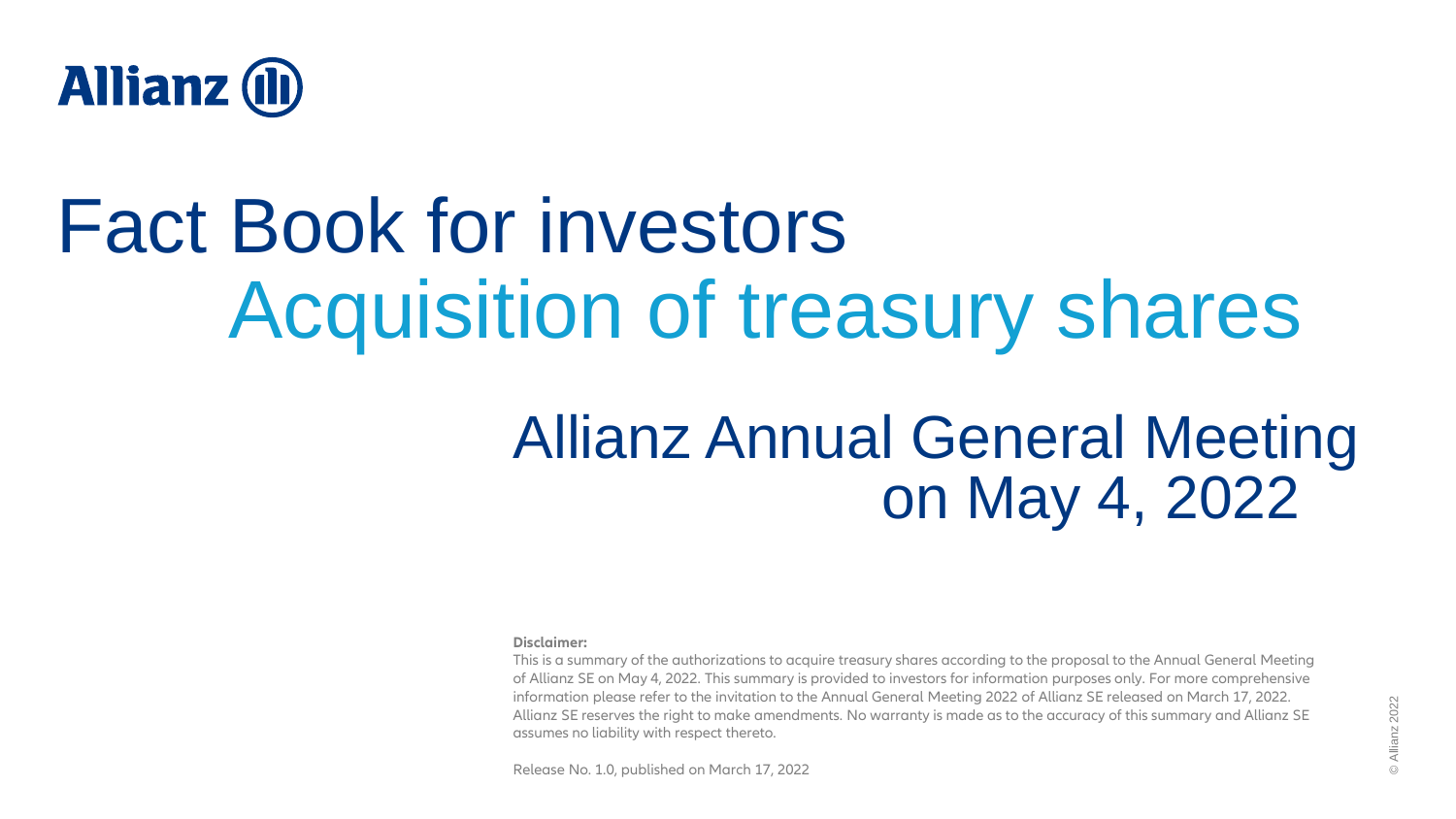Allianz

# Fact Book for investors

## Acquisition of treasury shares

### Allianz Annual General Meeting on May 4, 2022

**Disclaimer:**

This is a summary of the authorizations to acquire treasury shares according to the proposal to the Annual General Meeting of Allianz SE on May 4, 2022. This summary is provided to investors for information purposes only. For more comprehensive information please refer to the invitation to the Annual General Meeting 2022 of Allianz SE released on March 17, 2022. Allianz SE reserves the right to make amendments. No warranty is made as to the accuracy of this summary and Allianz SE assumes no liability with respect thereto.

Release No. 1.0, published on March 17, 2022

© Allianz 2022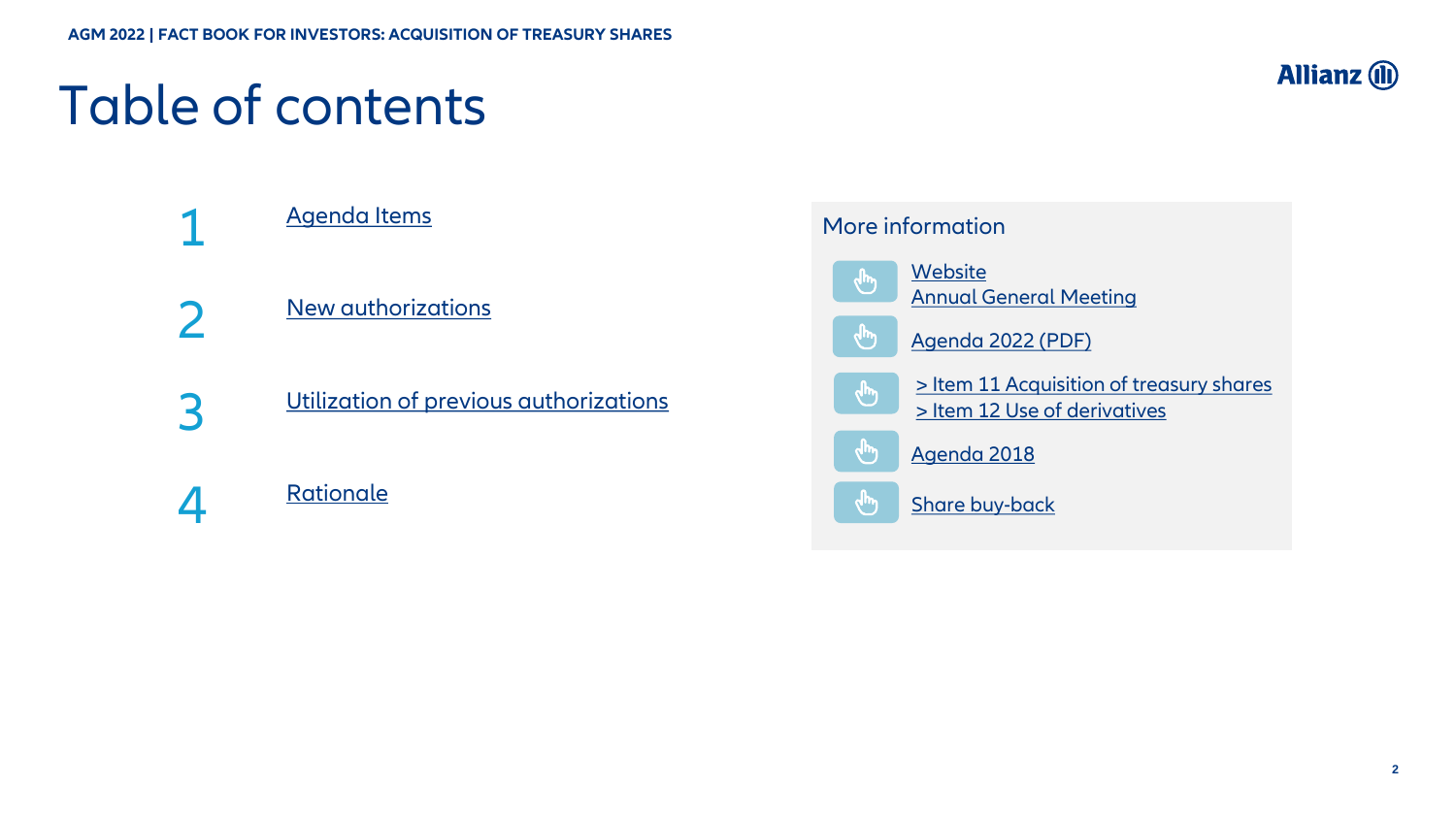# Table of contents

1. Agenda Items
2. New authorizations
3. Utilization of previous authorizations
4. Rationale

## More information

- Website
  Annual General Meeting
- Agenda 2022 (PDF)
- > Item 11 Acquisition of treasury shares
  > Item 12 Use of derivatives
- Agenda 2018
- Share buy-back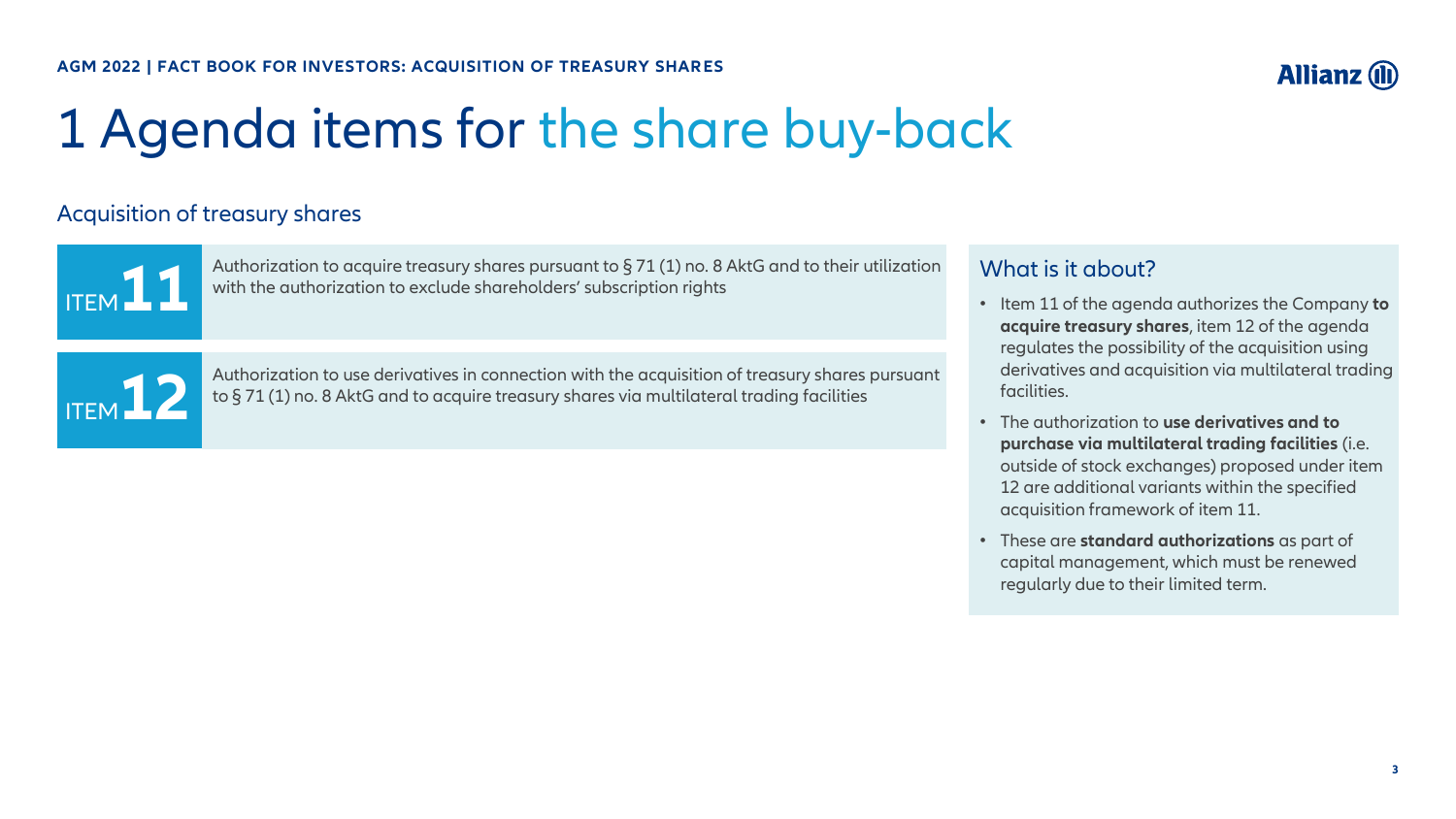# 1 Agenda items for the share buy-back

## Acquisition of treasury shares

**ITEM 11**

Authorization to acquire treasury shares pursuant to § 71 (1) no. 8 AktG and to their utilization with the authorization to exclude shareholders' subscription rights

**ITEM 12**

Authorization to use derivatives in connection with the acquisition of treasury shares pursuant to § 71 (1) no. 8 AktG and to acquire treasury shares via multilateral trading facilities

### What is it about?

- Item 11 of the agenda authorizes the Company **to acquire treasury shares**, item 12 of the agenda regulates the possibility of the acquisition using derivatives and acquisition via multilateral trading facilities.
- The authorization to **use derivatives and to purchase via multilateral trading facilities** (i.e. outside of stock exchanges) proposed under item 12 are additional variants within the specified acquisition framework of item 11.
- These are **standard authorizations** as part of capital management, which must be renewed regularly due to their limited term.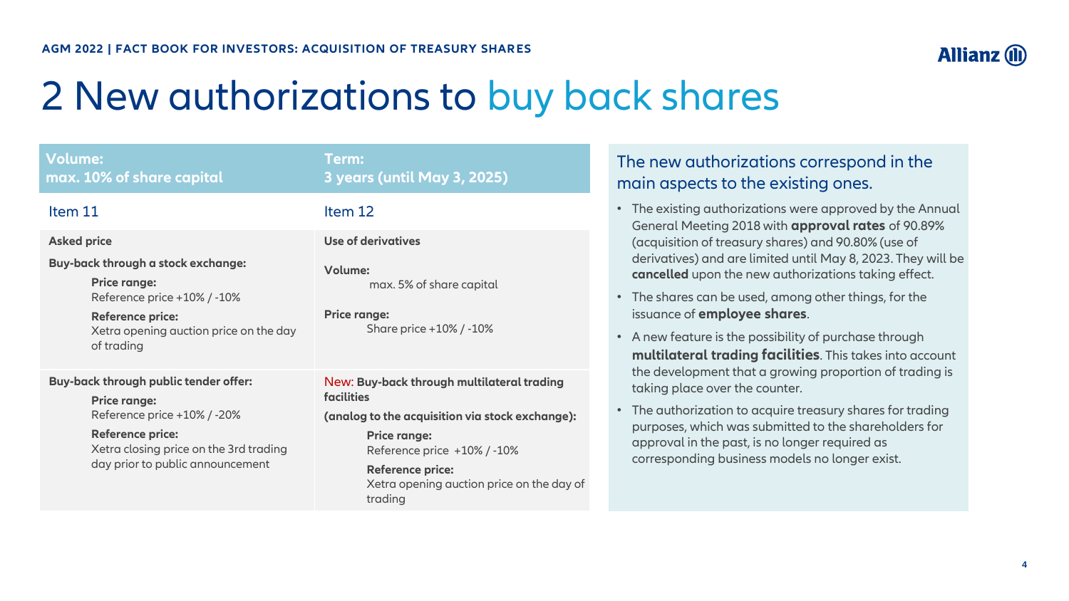AGM 2022 | FACT BOOK FOR INVESTORS: ACQUISITION OF TREASURY SHARES

# 2 New authorizations to buy back shares

| **Volume: max. 10% of share capital** | **Term: 3 years (until May 3, 2025)** |
|---|---|
| Item 11 | Item 12 |
| **Asked price**<br><br>**Buy-back through a stock exchange:**<br>**Price range:** Reference price +10% / -10%<br>**Reference price:** Xetra opening auction price on the day of trading | **Use of derivatives**<br><br>**Volume:** max. 5% of share capital<br><br>**Price range:** Share price +10% / -10% |
| **Buy-back through public tender offer:**<br>**Price range:** Reference price +10% / -20%<br>**Reference price:** Xetra closing price on the 3rd trading day prior to public announcement | New: **Buy-back through multilateral trading facilities (analog to the acquisition via stock exchange):**<br>**Price range:** Reference price +10% / -10%<br>**Reference price:** Xetra opening auction price on the day of trading |

## The new authorizations correspond in the main aspects to the existing ones.

- The existing authorizations were approved by the Annual General Meeting 2018 with **approval rates** of 90.89% (acquisition of treasury shares) and 90.80% (use of derivatives) and are limited until May 8, 2023. They will be **cancelled** upon the new authorizations taking effect.
- The shares can be used, among other things, for the issuance of **employee shares**.
- A new feature is the possibility of purchase through **multilateral trading facilities**. This takes into account the development that a growing proportion of trading is taking place over the counter.
- The authorization to acquire treasury shares for trading purposes, which was submitted to the shareholders for approval in the past, is no longer required as corresponding business models no longer exist.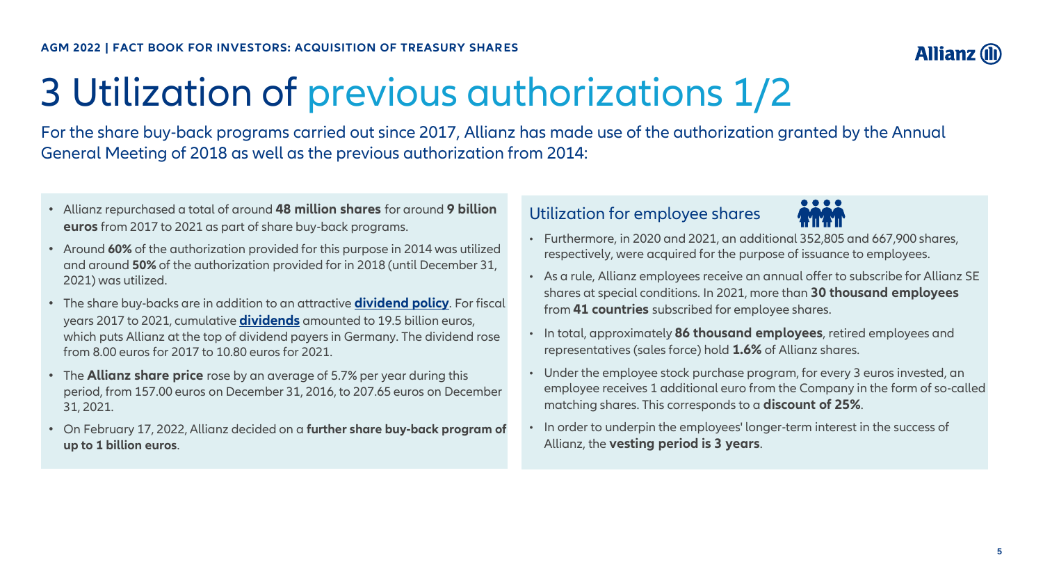# 3 Utilization of previous authorizations 1/2

For the share buy-back programs carried out since 2017, Allianz has made use of the authorization granted by the Annual General Meeting of 2018 as well as the previous authorization from 2014:

- Allianz repurchased a total of around **48 million shares** for around **9 billion euros** from 2017 to 2021 as part of share buy-back programs.
- Around **60%** of the authorization provided for this purpose in 2014 was utilized and around **50%** of the authorization provided for in 2018 (until December 31, 2021) was utilized.
- The share buy-backs are in addition to an attractive **dividend policy**. For fiscal years 2017 to 2021, cumulative **dividends** amounted to 19.5 billion euros, which puts Allianz at the top of dividend payers in Germany. The dividend rose from 8.00 euros for 2017 to 10.80 euros for 2021.
- The **Allianz share price** rose by an average of 5.7% per year during this period, from 157.00 euros on December 31, 2016, to 207.65 euros on December 31, 2021.
- On February 17, 2022, Allianz decided on a **further share buy-back program of up to 1 billion euros**.

## Utilization for employee shares

- Furthermore, in 2020 and 2021, an additional 352,805 and 667,900 shares, respectively, were acquired for the purpose of issuance to employees.
- As a rule, Allianz employees receive an annual offer to subscribe for Allianz SE shares at special conditions. In 2021, more than **30 thousand employees** from **41 countries** subscribed for employee shares.
- In total, approximately **86 thousand employees**, retired employees and representatives (sales force) hold **1.6%** of Allianz shares.
- Under the employee stock purchase program, for every 3 euros invested, an employee receives 1 additional euro from the Company in the form of so-called matching shares. This corresponds to a **discount of 25%**.
- In order to underpin the employees' longer-term interest in the success of Allianz, the **vesting period is 3 years**.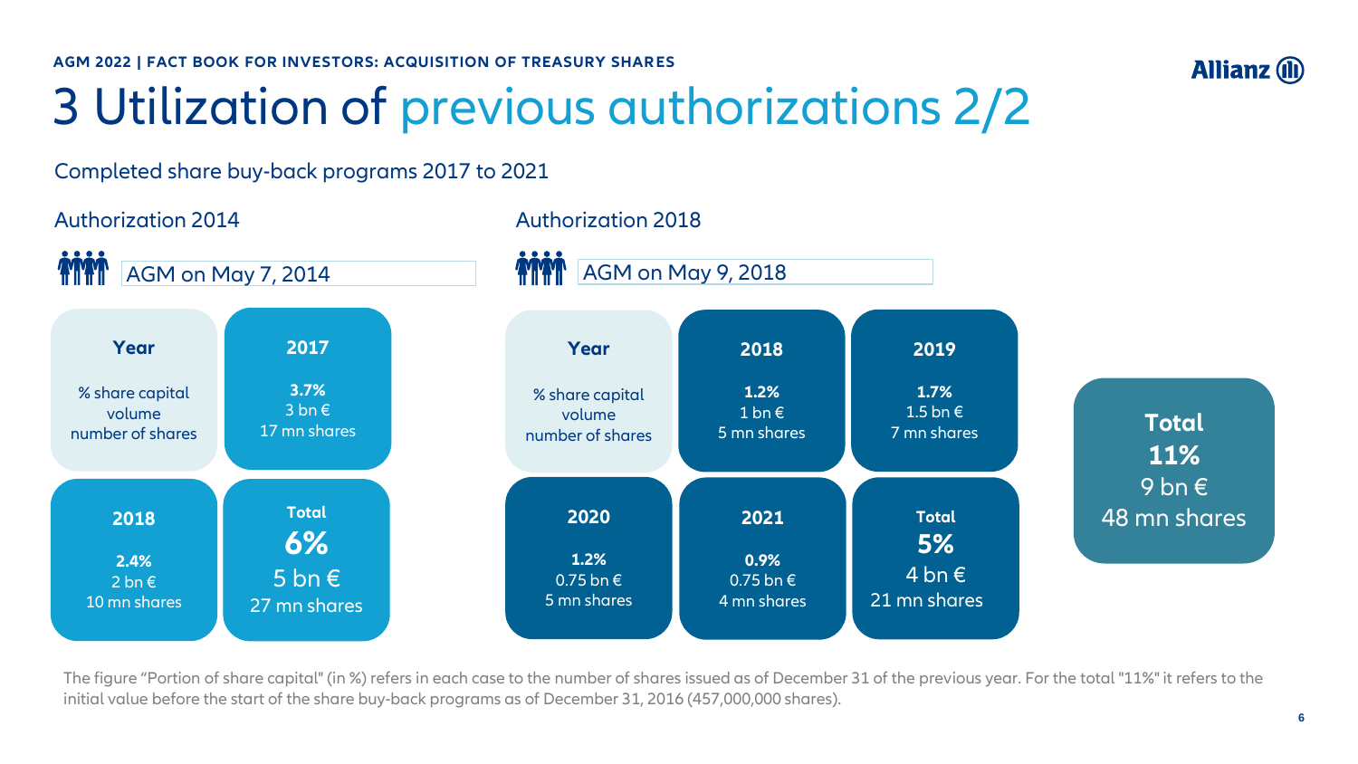AGM 2022 | FACT BOOK FOR INVESTORS: ACQUISITION OF TREASURY SHARES

# 3 Utilization of previous authorizations 2/2

Completed share buy-back programs 2017 to 2021

## Authorization 2014

AGM on May 7, 2014

| Year | % share capital | volume | number of shares |
|---|---|---|---|
| 2017 | 3.7% | 3 bn € | 17 mn shares |
| 2018 | 2.4% | 2 bn € | 10 mn shares |
| **Total** | **6%** | 5 bn € | 27 mn shares |

## Authorization 2018

AGM on May 9, 2018

| Year | % share capital | volume | number of shares |
|---|---|---|---|
| 2018 | 1.2% | 1 bn € | 5 mn shares |
| 2019 | 1.7% | 1.5 bn € | 7 mn shares |
| 2020 | 1.2% | 0.75 bn € | 5 mn shares |
| 2021 | 0.9% | 0.75 bn € | 4 mn shares |
| **Total** | **5%** | 4 bn € | 21 mn shares |

**Total**
**11%**
9 bn €
48 mn shares

The figure “Portion of share capital" (in %) refers in each case to the number of shares issued as of December 31 of the previous year. For the total "11%" it refers to the initial value before the start of the share buy-back programs as of December 31, 2016 (457,000,000 shares).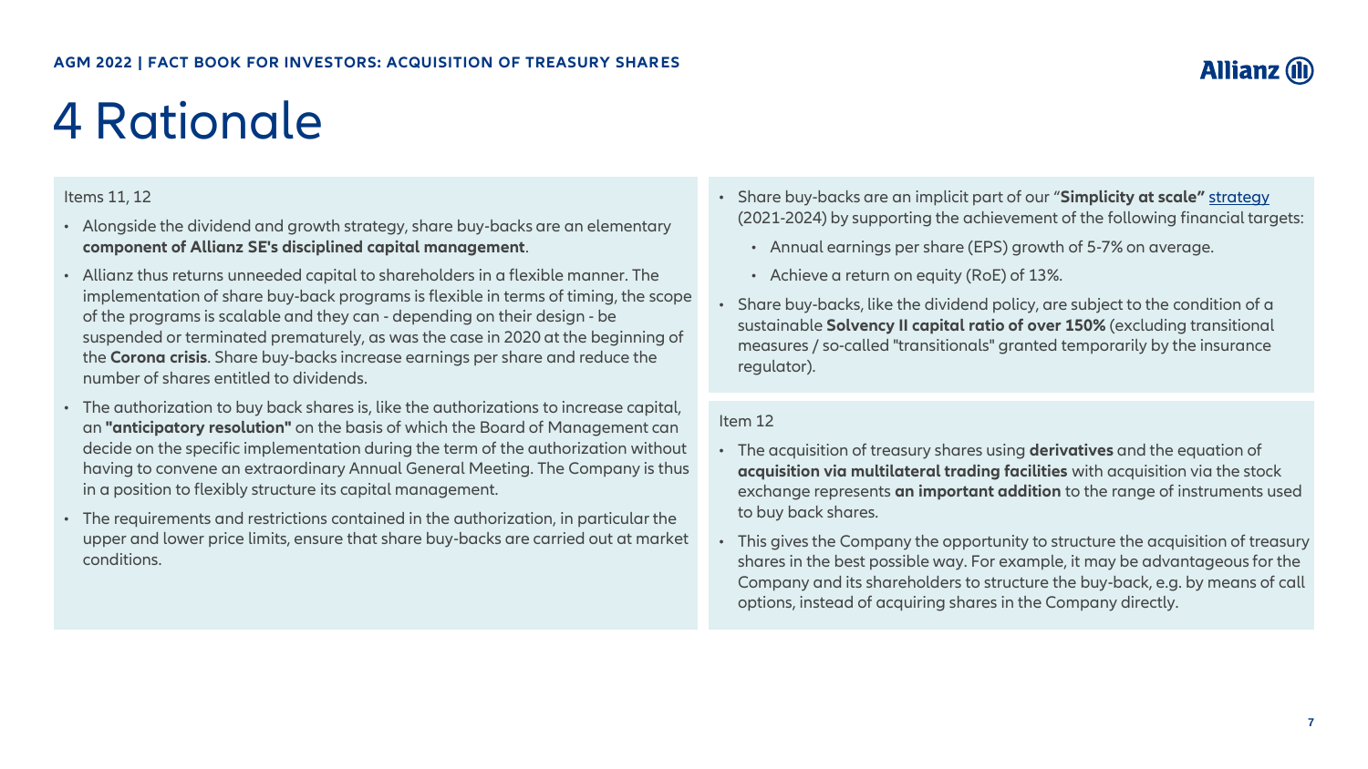# 4 Rationale

Items 11, 12

- Alongside the dividend and growth strategy, share buy-backs are an elementary **component of Allianz SE's disciplined capital management**.
- Allianz thus returns unneeded capital to shareholders in a flexible manner. The implementation of share buy-back programs is flexible in terms of timing, the scope of the programs is scalable and they can - depending on their design - be suspended or terminated prematurely, as was the case in 2020 at the beginning of the **Corona crisis**. Share buy-backs increase earnings per share and reduce the number of shares entitled to dividends.
- The authorization to buy back shares is, like the authorizations to increase capital, an **"anticipatory resolution"** on the basis of which the Board of Management can decide on the specific implementation during the term of the authorization without having to convene an extraordinary Annual General Meeting. The Company is thus in a position to flexibly structure its capital management.
- The requirements and restrictions contained in the authorization, in particular the upper and lower price limits, ensure that share buy-backs are carried out at market conditions.

- Share buy-backs are an implicit part of our "**Simplicity at scale"** strategy (2021-2024) by supporting the achievement of the following financial targets:
  - Annual earnings per share (EPS) growth of 5-7% on average.
  - Achieve a return on equity (RoE) of 13%.
- Share buy-backs, like the dividend policy, are subject to the condition of a sustainable **Solvency II capital ratio of over 150%** (excluding transitional measures / so-called "transitionals" granted temporarily by the insurance regulator).

Item 12

- The acquisition of treasury shares using **derivatives** and the equation of **acquisition via multilateral trading facilities** with acquisition via the stock exchange represents **an important addition** to the range of instruments used to buy back shares.
- This gives the Company the opportunity to structure the acquisition of treasury shares in the best possible way. For example, it may be advantageous for the Company and its shareholders to structure the buy-back, e.g. by means of call options, instead of acquiring shares in the Company directly.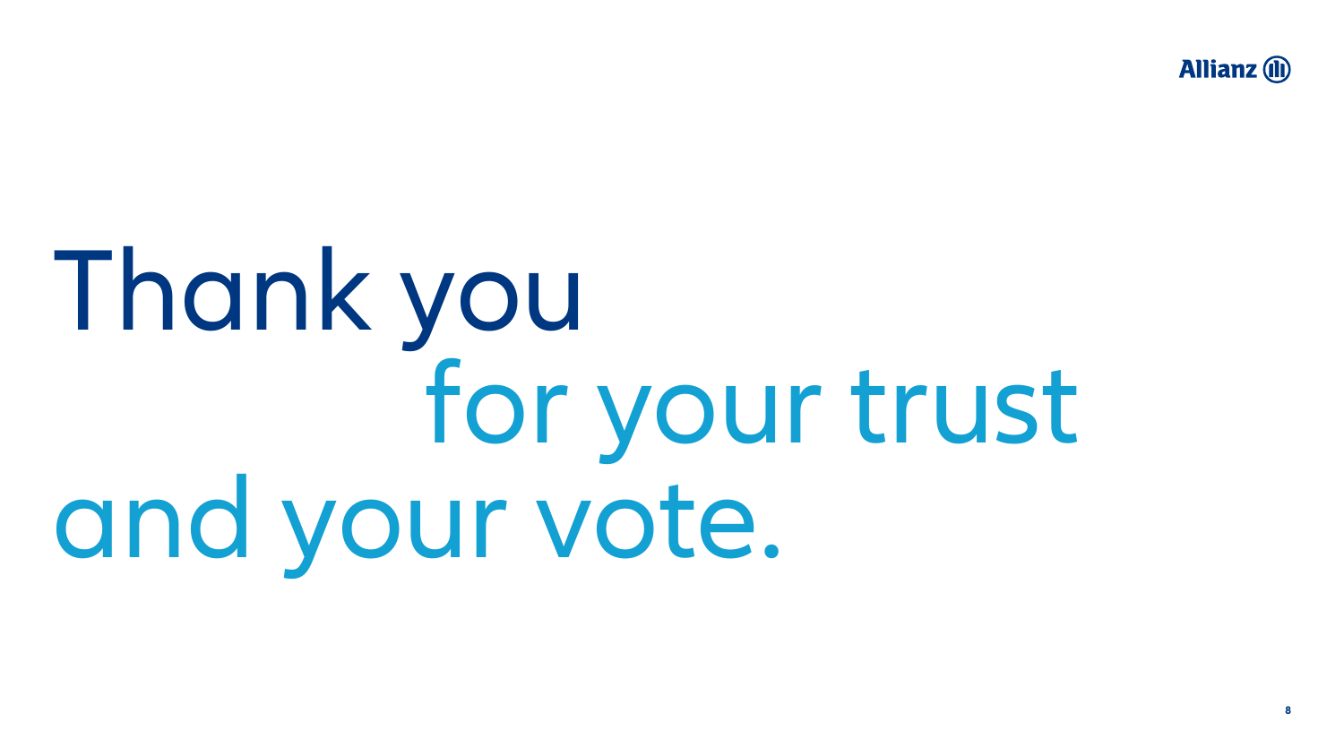# Thank you for your trust and your vote.